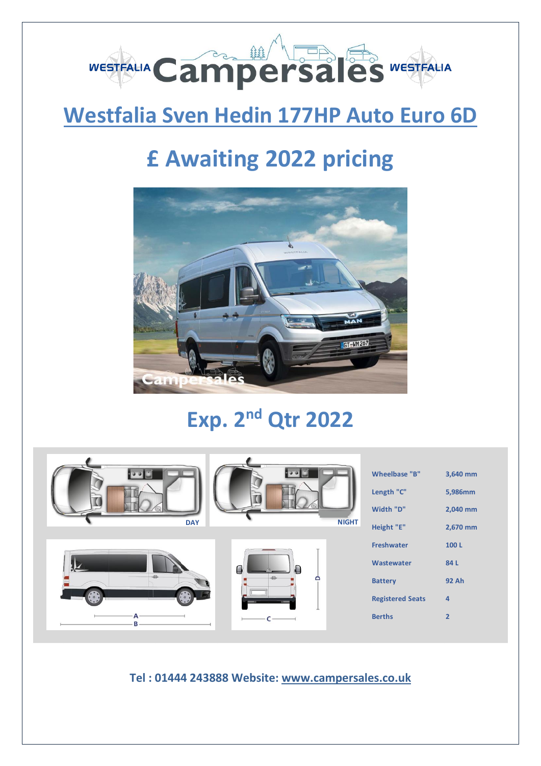WESTFALIA Campersales WESTFALIA

# Westfalia Sven Hedin 177HP Auto Euro 6D

## £ Awaiting 2022 pricing

## Exp. 2nd Qtr 2022

DAY

NIGHT

| | |
|---|---|
| Wheelbase "B" | 3,640 mm |
| Length "C" | 5,986mm |
| Width "D" | 2,040 mm |
| Height "E" | 2,670 mm |
| Freshwater | 100 L |
| Wastewater | 84 L |
| Battery | 92 Ah |
| Registered Seats | 4 |
| Berths | 2 |

**Tel : 01444 243888 Website: www.campersales.co.uk**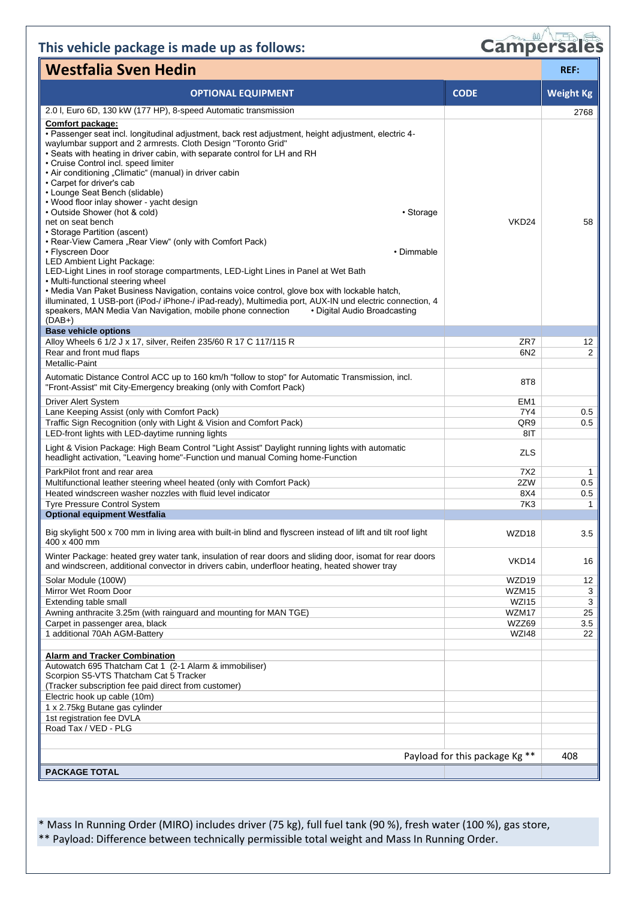## This vehicle package is made up as follows:

Campersales

| Westfalia Sven Hedin | | REF: |
|---|---|---|
| **OPTIONAL EQUIPMENT** | **CODE** | **Weight Kg** |
| 2.0 l, Euro 6D, 130 kW (177 HP), 8-speed Automatic transmission | | 2768 |
| **Comfort package:** • Passenger seat incl. longitudinal adjustment, back rest adjustment, height adjustment, electric 4-waylumbar support and 2 armrests. Cloth Design "Toronto Grid" • Seats with heating in driver cabin, with separate control for LH and RH • Cruise Control incl. speed limiter • Air conditioning „Climatic" (manual) in driver cabin • Carpet for driver's cab • Lounge Seat Bench (slidable) • Wood floor inlay shower - yacht design • Outside Shower (hot & cold) • Storage net on seat bench • Storage Partition (ascent) • Rear-View Camera „Rear View" (only with Comfort Pack) • Flyscreen Door • Dimmable LED Ambient Light Package: LED-Light Lines in roof storage compartments, LED-Light Lines in Panel at Wet Bath • Multi-functional steering wheel • Media Van Paket Business Navigation, contains voice control, glove box with lockable hatch, illuminated, 1 USB-port (iPod-/ iPhone-/ iPad-ready), Multimedia port, AUX-IN und electric connection, 4 speakers, MAN Media Van Navigation, mobile phone connection • Digital Audio Broadcasting (DAB+) | VKD24 | 58 |
| **Base vehicle options** | | |
| Alloy Wheels 6 1/2 J x 17, silver, Reifen 235/60 R 17 C 117/115 R | ZR7 | 12 |
| Rear and front mud flaps | 6N2 | 2 |
| Metallic-Paint | | |
| Automatic Distance Control ACC up to 160 km/h "follow to stop" for Automatic Transmission, incl. "Front-Assist" mit City-Emergency breaking (only with Comfort Pack) | 8T8 | |
| Driver Alert System | EM1 | |
| Lane Keeping Assist (only with Comfort Pack) | 7Y4 | 0.5 |
| Traffic Sign Recognition (only with Light & Vision and Comfort Pack) | QR9 | 0.5 |
| LED-front lights with LED-daytime running lights | 8IT | |
| Light & Vision Package: High Beam Control "Light Assist" Daylight running lights with automatic headlight activation, "Leaving home"-Function und manual Coming home-Function | ZLS | |
| ParkPilot front and rear area | 7X2 | 1 |
| Multifunctional leather steering wheel heated (only with Comfort Pack) | 2ZW | 0.5 |
| Heated windscreen washer nozzles with fluid level indicator | 8X4 | 0.5 |
| Tyre Pressure Control System | 7K3 | 1 |
| **Optional equipment Westfalia** | | |
| Big skylight 500 x 700 mm in living area with built-in blind and flyscreen instead of lift and tilt roof light 400 x 400 mm | WZD18 | 3.5 |
| Winter Package: heated grey water tank, insulation of rear doors and sliding door, isomat for rear doors and windscreen, additional convector in drivers cabin, underfloor heating, heated shower tray | VKD14 | 16 |
| Solar Module (100W) | WZD19 | 12 |
| Mirror Wet Room Door | WZM15 | 3 |
| Extending table small | WZI15 | 3 |
| Awning anthracite 3.25m (with rainguard and mounting for MAN TGE) | WZM17 | 25 |
| Carpet in passenger area, black | WZZ69 | 3.5 |
| 1 additional 70Ah AGM-Battery | WZI48 | 22 |
| | | |
| **Alarm and Tracker Combination** | | |
| Autowatch 695 Thatcham Cat 1 (2-1 Alarm & immobiliser) Scorpion S5-VTS Thatcham Cat 5 Tracker (Tracker subscription fee paid direct from customer) | | |
| Electric hook up cable (10m) | | |
| 1 x 2.75kg Butane gas cylinder | | |
| 1st registration fee DVLA | | |
| Road Tax / VED - PLG | | |
| | | |
| | Payload for this package Kg ** | 408 |
| **PACKAGE TOTAL** | | |

\* Mass In Running Order (MIRO) includes driver (75 kg), full fuel tank (90 %), fresh water (100 %), gas store,
** Payload: Difference between technically permissible total weight and Mass In Running Order.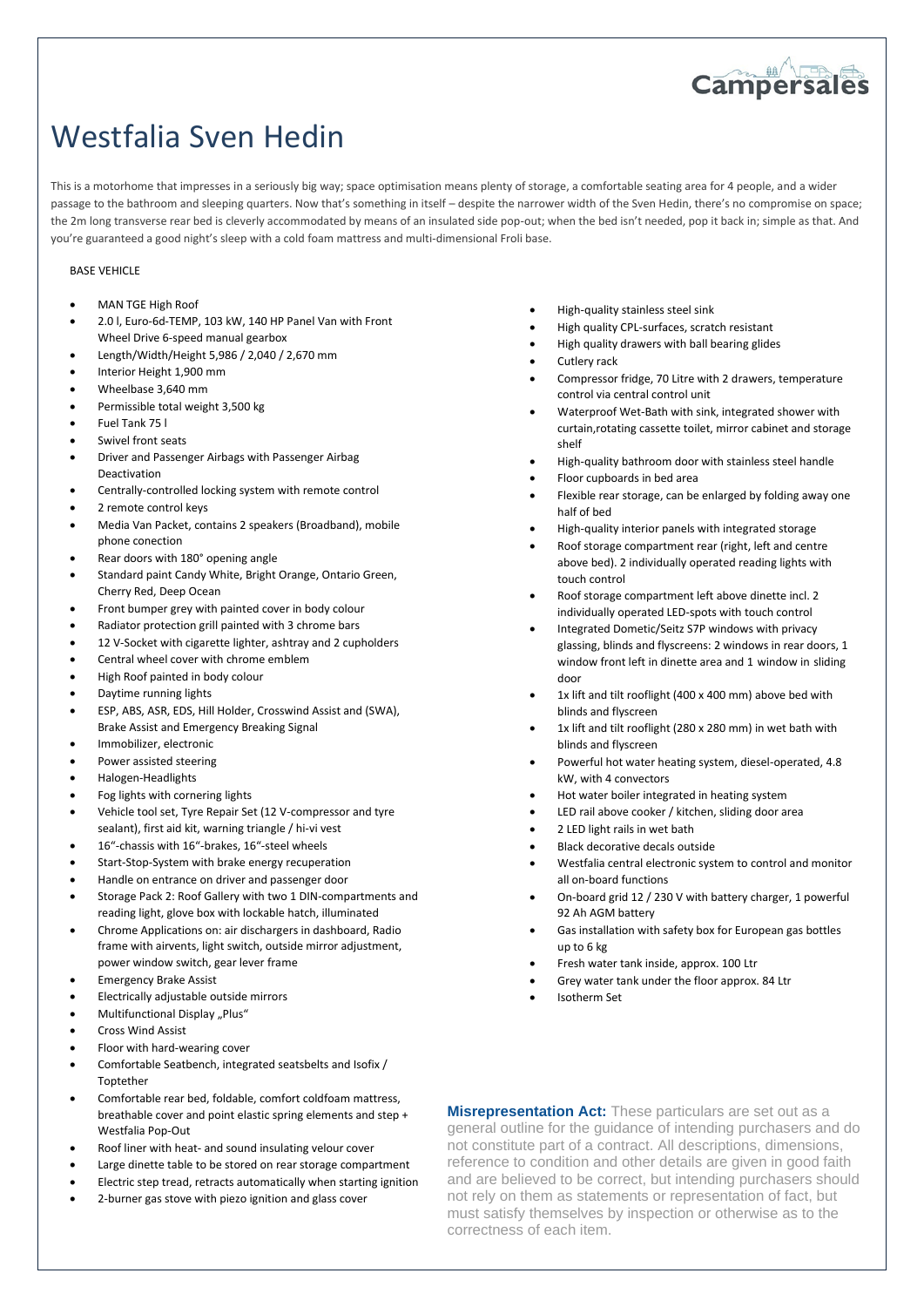# Westfalia Sven Hedin

This is a motorhome that impresses in a seriously big way; space optimisation means plenty of storage, a comfortable seating area for 4 people, and a wider passage to the bathroom and sleeping quarters. Now that's something in itself – despite the narrower width of the Sven Hedin, there's no compromise on space; the 2m long transverse rear bed is cleverly accommodated by means of an insulated side pop-out; when the bed isn't needed, pop it back in; simple as that. And you're guaranteed a good night's sleep with a cold foam mattress and multi-dimensional Froli base.

BASE VEHICLE

- MAN TGE High Roof
- 2.0 l, Euro-6d-TEMP, 103 kW, 140 HP Panel Van with Front Wheel Drive 6-speed manual gearbox
- Length/Width/Height 5,986 / 2,040 / 2,670 mm
- Interior Height 1,900 mm
- Wheelbase 3,640 mm
- Permissible total weight 3,500 kg
- Fuel Tank 75 l
- Swivel front seats
- Driver and Passenger Airbags with Passenger Airbag Deactivation
- Centrally-controlled locking system with remote control
- 2 remote control keys
- Media Van Packet, contains 2 speakers (Broadband), mobile phone conection
- Rear doors with 180° opening angle
- Standard paint Candy White, Bright Orange, Ontario Green, Cherry Red, Deep Ocean
- Front bumper grey with painted cover in body colour
- Radiator protection grill painted with 3 chrome bars
- 12 V-Socket with cigarette lighter, ashtray and 2 cupholders
- Central wheel cover with chrome emblem
- High Roof painted in body colour
- Daytime running lights
- ESP, ABS, ASR, EDS, Hill Holder, Crosswind Assist and (SWA), Brake Assist and Emergency Breaking Signal
- Immobilizer, electronic
- Power assisted steering
- Halogen-Headlights
- Fog lights with cornering lights
- Vehicle tool set, Tyre Repair Set (12 V-compressor and tyre sealant), first aid kit, warning triangle / hi-vi vest
- 16"-chassis with 16"-brakes, 16"-steel wheels
- Start-Stop-System with brake energy recuperation
- Handle on entrance on driver and passenger door
- Storage Pack 2: Roof Gallery with two 1 DIN-compartments and reading light, glove box with lockable hatch, illuminated
- Chrome Applications on: air dischargers in dashboard, Radio frame with airvents, light switch, outside mirror adjustment, power window switch, gear lever frame
- Emergency Brake Assist
- Electrically adjustable outside mirrors
- Multifunctional Display „Plus"
- Cross Wind Assist
- Floor with hard-wearing cover
- Comfortable Seatbench, integrated seatsbelts and Isofix / Toptether
- Comfortable rear bed, foldable, comfort coldfoam mattress, breathable cover and point elastic spring elements and step + Westfalia Pop-Out
- Roof liner with heat- and sound insulating velour cover
- Large dinette table to be stored on rear storage compartment
- Electric step tread, retracts automatically when starting ignition
- 2-burner gas stove with piezo ignition and glass cover
- High-quality stainless steel sink
- High quality CPL-surfaces, scratch resistant
- High quality drawers with ball bearing glides
- Cutlery rack
- Compressor fridge, 70 Litre with 2 drawers, temperature control via central control unit
- Waterproof Wet-Bath with sink, integrated shower with curtain,rotating cassette toilet, mirror cabinet and storage shelf
- High-quality bathroom door with stainless steel handle
- Floor cupboards in bed area
- Flexible rear storage, can be enlarged by folding away one half of bed
- High-quality interior panels with integrated storage
- Roof storage compartment rear (right, left and centre above bed). 2 individually operated reading lights with touch control
- Roof storage compartment left above dinette incl. 2 individually operated LED-spots with touch control
- Integrated Dometic/Seitz S7P windows with privacy glassing, blinds and flyscreens: 2 windows in rear doors, 1 window front left in dinette area and 1 window in sliding door
- 1x lift and tilt rooflight (400 x 400 mm) above bed with blinds and flyscreen
- 1x lift and tilt rooflight (280 x 280 mm) in wet bath with blinds and flyscreen
- Powerful hot water heating system, diesel-operated, 4.8 kW, with 4 convectors
- Hot water boiler integrated in heating system
- LED rail above cooker / kitchen, sliding door area
- 2 LED light rails in wet bath
- Black decorative decals outside
- Westfalia central electronic system to control and monitor all on-board functions
- On-board grid 12 / 230 V with battery charger, 1 powerful 92 Ah AGM battery
- Gas installation with safety box for European gas bottles up to 6 kg
- Fresh water tank inside, approx. 100 Ltr
- Grey water tank under the floor approx. 84 Ltr
- Isotherm Set

**Misrepresentation Act:** These particulars are set out as a general outline for the guidance of intending purchasers and do not constitute part of a contract. All descriptions, dimensions, reference to condition and other details are given in good faith and are believed to be correct, but intending purchasers should not rely on them as statements or representation of fact, but must satisfy themselves by inspection or otherwise as to the correctness of each item.